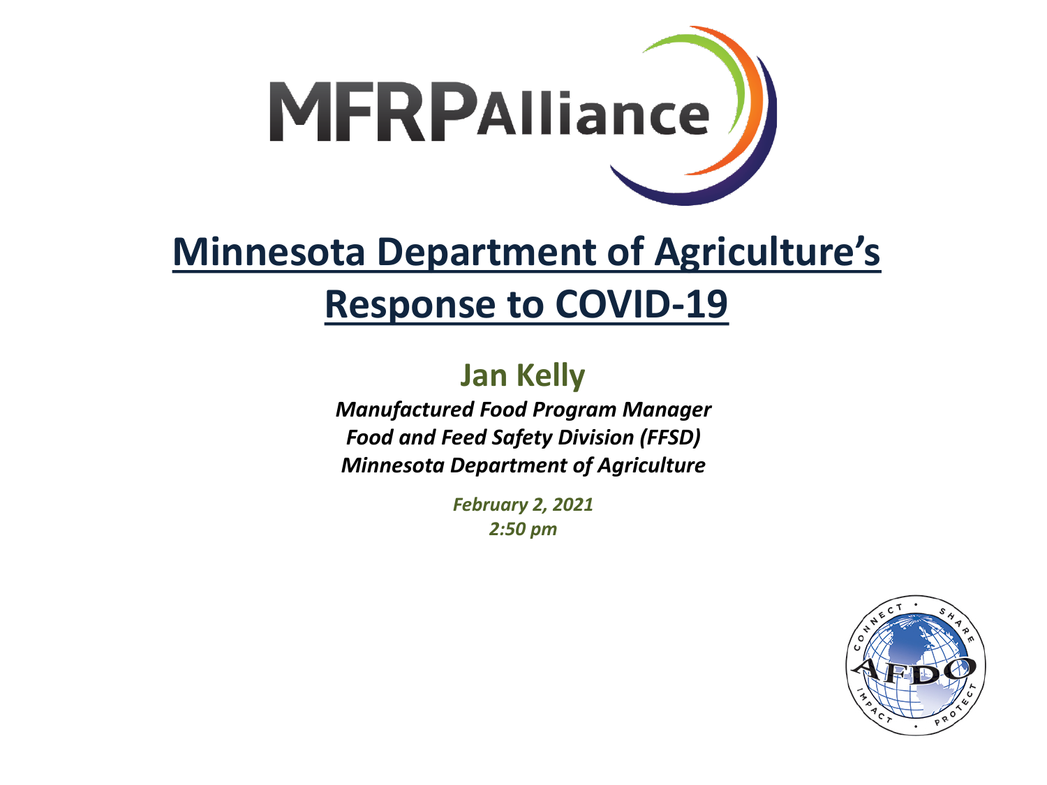MFRPAlliance

# Minnesota Department of Agriculture's Response to COVID-19

## Jan Kelly

***Manufactured Food Program Manager***
***Food and Feed Safety Division (FFSD)***
***Minnesota Department of Agriculture***

***February 2, 2021***
***2:50 pm***

CONNECT • SHARE • PROTECT • IMPACT AFDO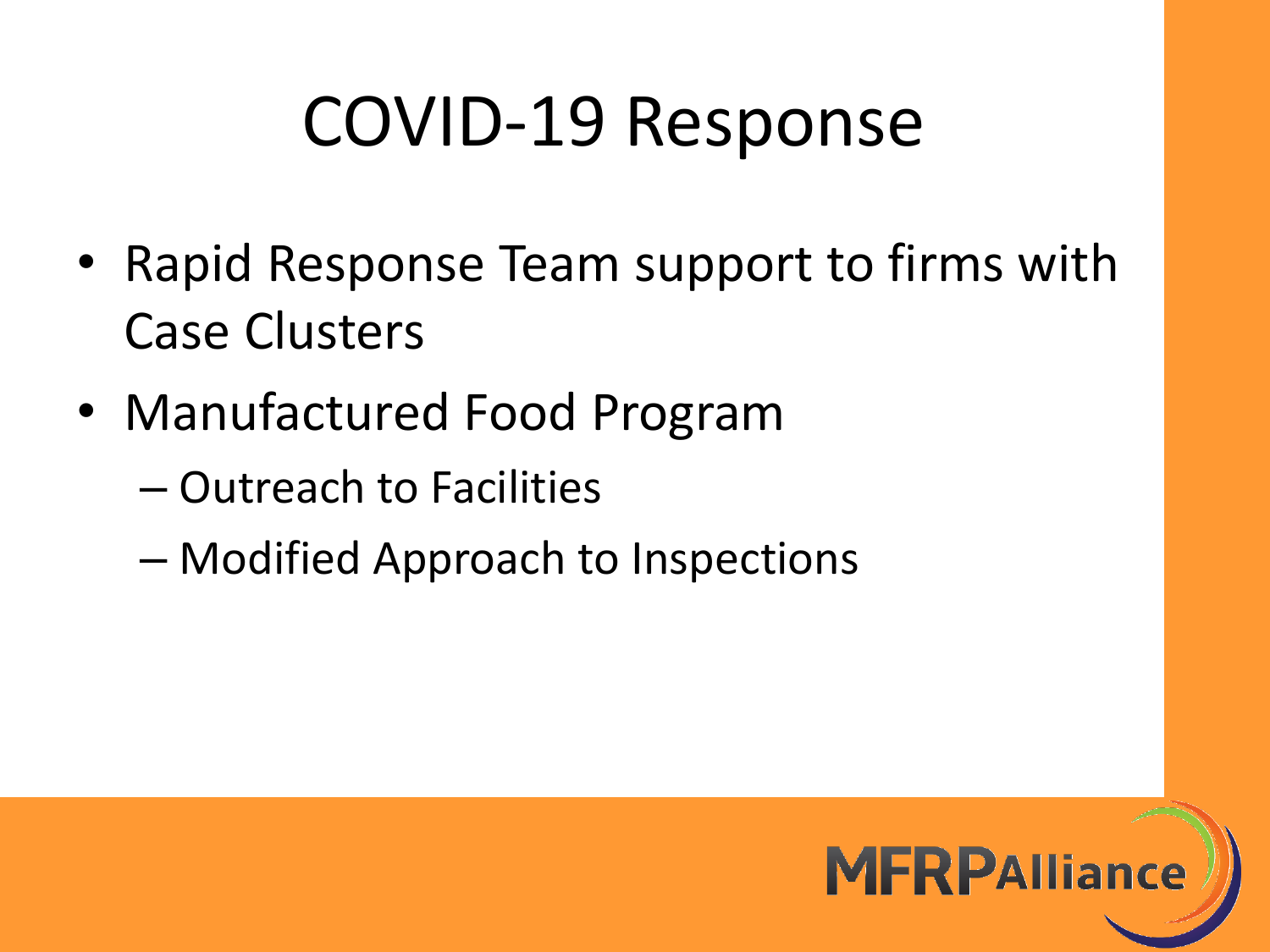# COVID-19 Response

- Rapid Response Team support to firms with Case Clusters
- Manufactured Food Program
  - Outreach to Facilities
  - Modified Approach to Inspections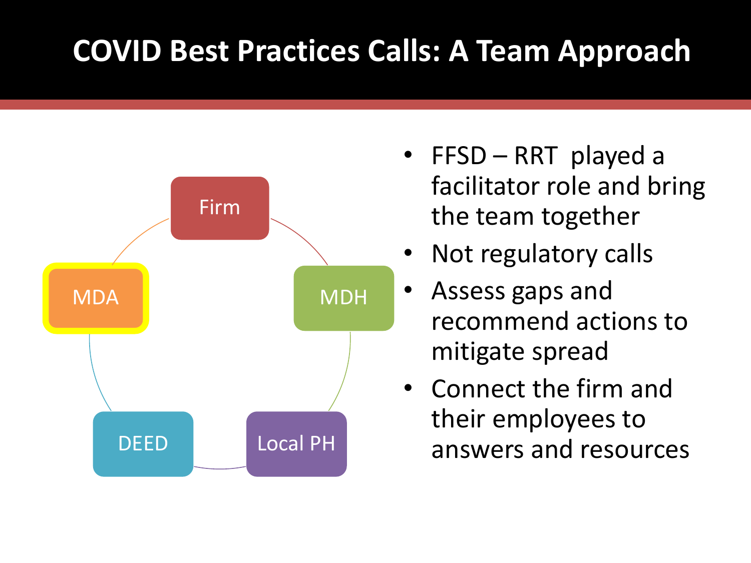# COVID Best Practices Calls: A Team Approach

- Firm
- MDH
- Local PH
- DEED
- MDA

- FFSD – RRT played a facilitator role and bring the team together
- Not regulatory calls
- Assess gaps and recommend actions to mitigate spread
- Connect the firm and their employees to answers and resources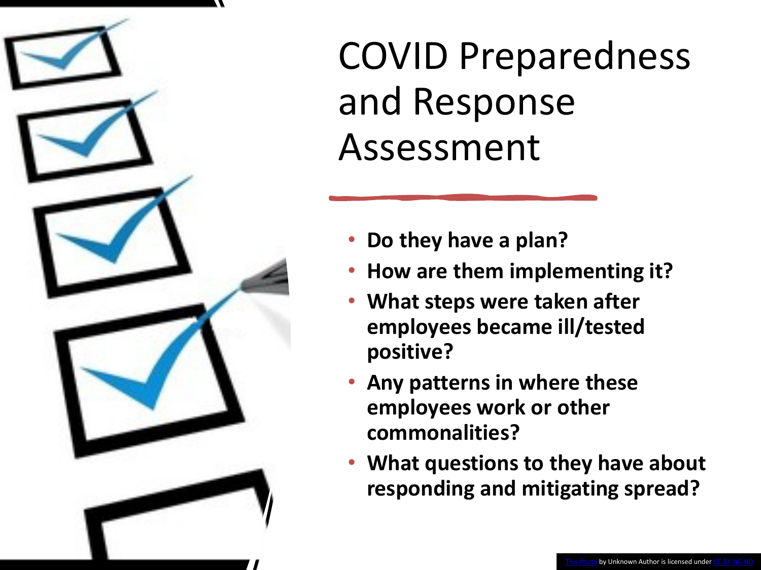# COVID Preparedness and Response Assessment

- **Do they have a plan?**
- **How are them implementing it?**
- **What steps were taken after employees became ill/tested positive?**
- **Any patterns in where these employees work or other commonalities?**
- **What questions to they have about responding and mitigating spread?**

This Photo by Unknown Author is licensed under CC BY-NC-ND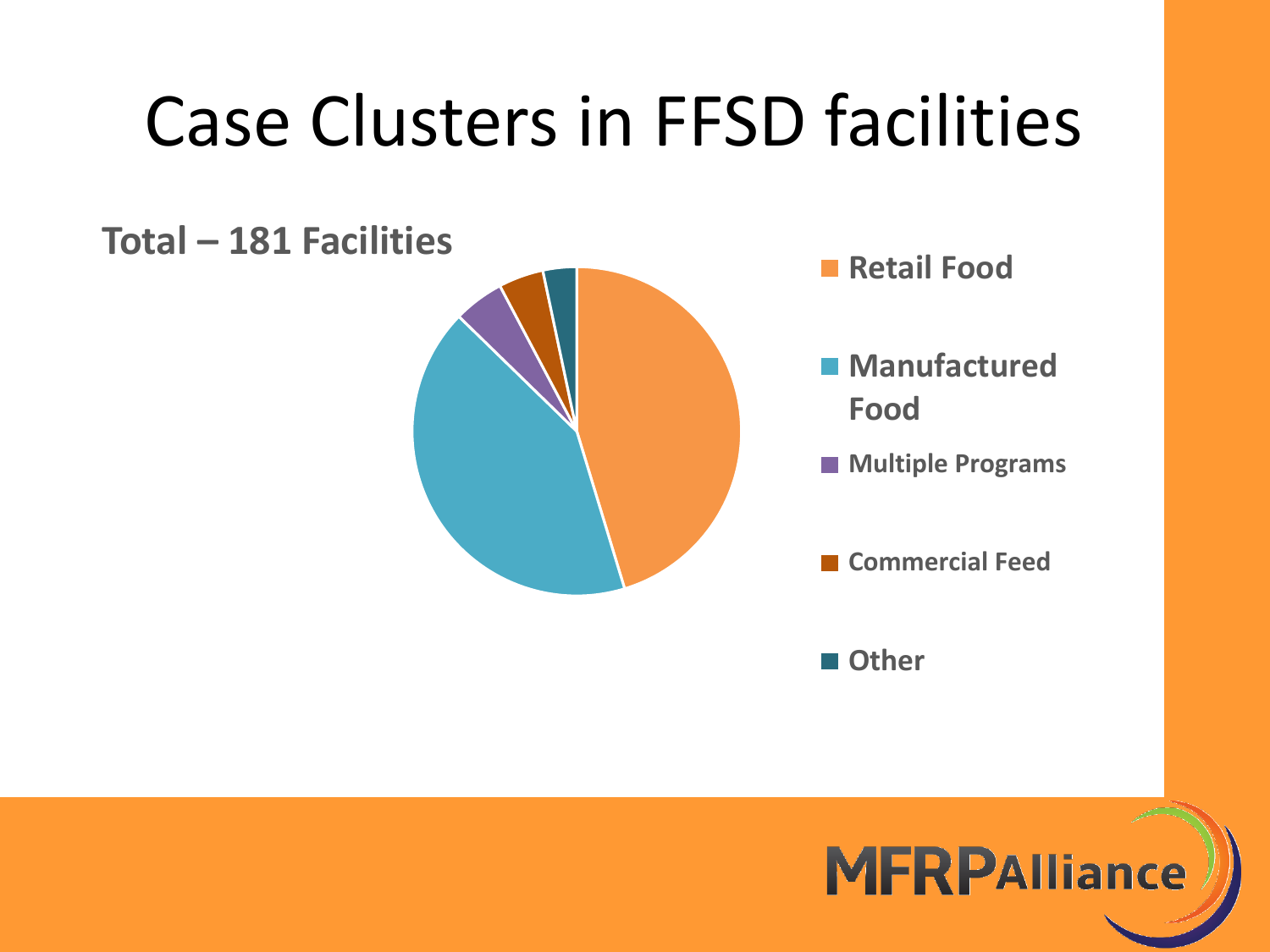# Case Clusters in FFSD facilities

**Total – 181 Facilities**

- **Retail Food**
- **Manufactured Food**
- **Multiple Programs**
- **Commercial Feed**
- **Other**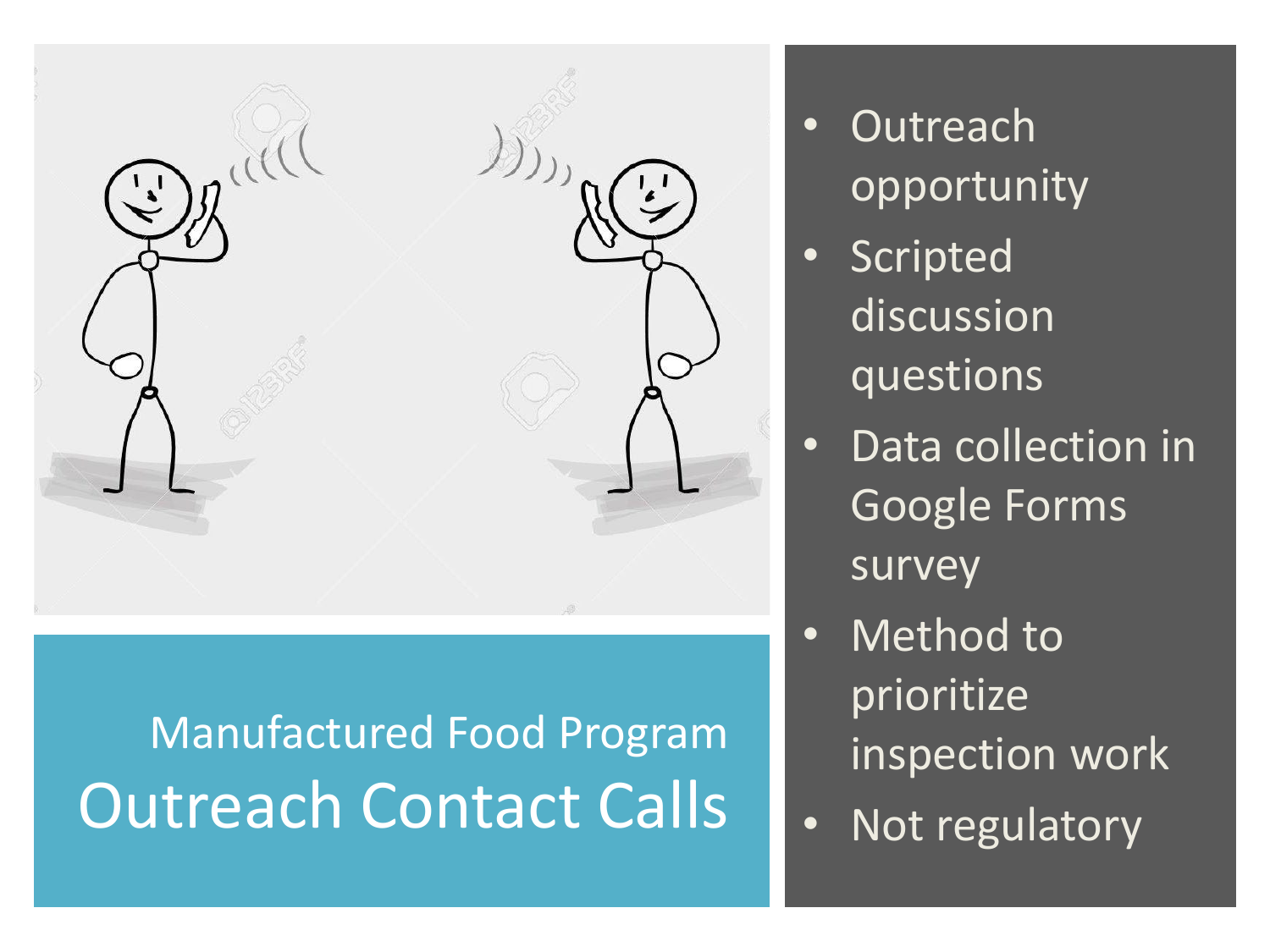Manufactured Food Program

# Outreach Contact Calls

- Outreach opportunity
- Scripted discussion questions
- Data collection in Google Forms survey
- Method to prioritize inspection work
- Not regulatory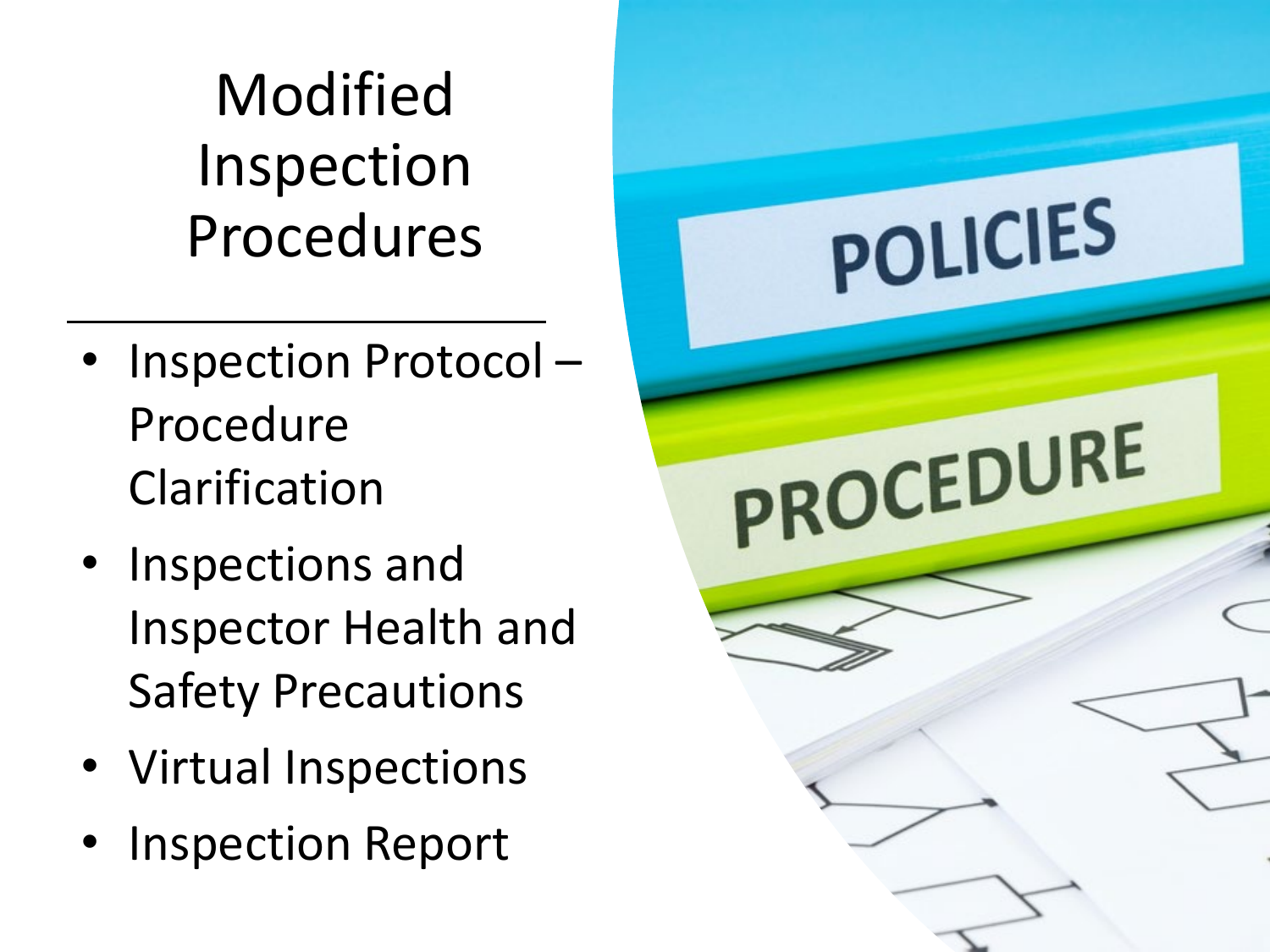# Modified Inspection Procedures

- Inspection Protocol – Procedure Clarification
- Inspections and Inspector Health and Safety Precautions
- Virtual Inspections
- Inspection Report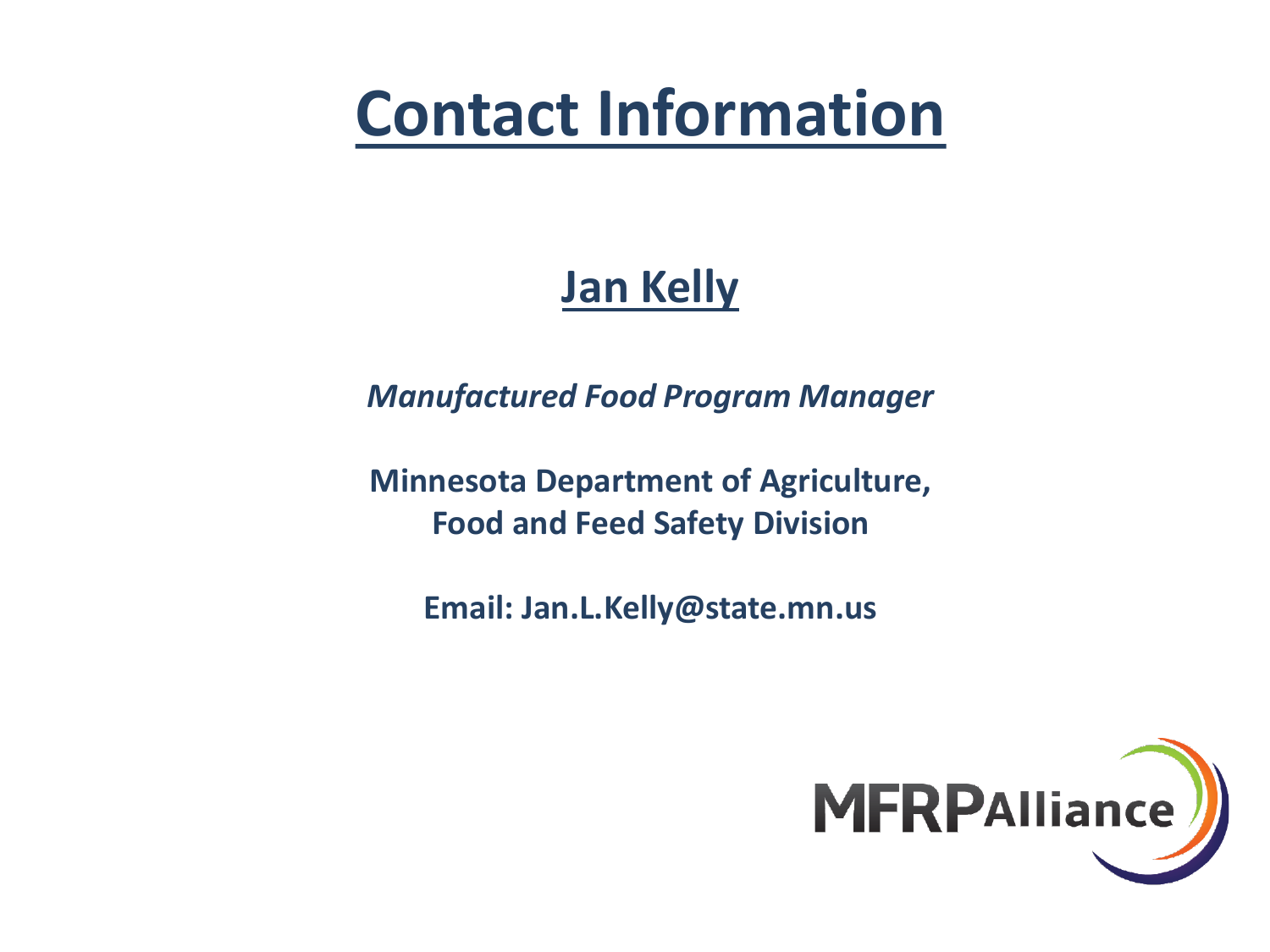# Contact Information

## Jan Kelly

*Manufactured Food Program Manager*

**Minnesota Department of Agriculture, Food and Feed Safety Division**

**Email: Jan.L.Kelly@state.mn.us**

MFRP Alliance